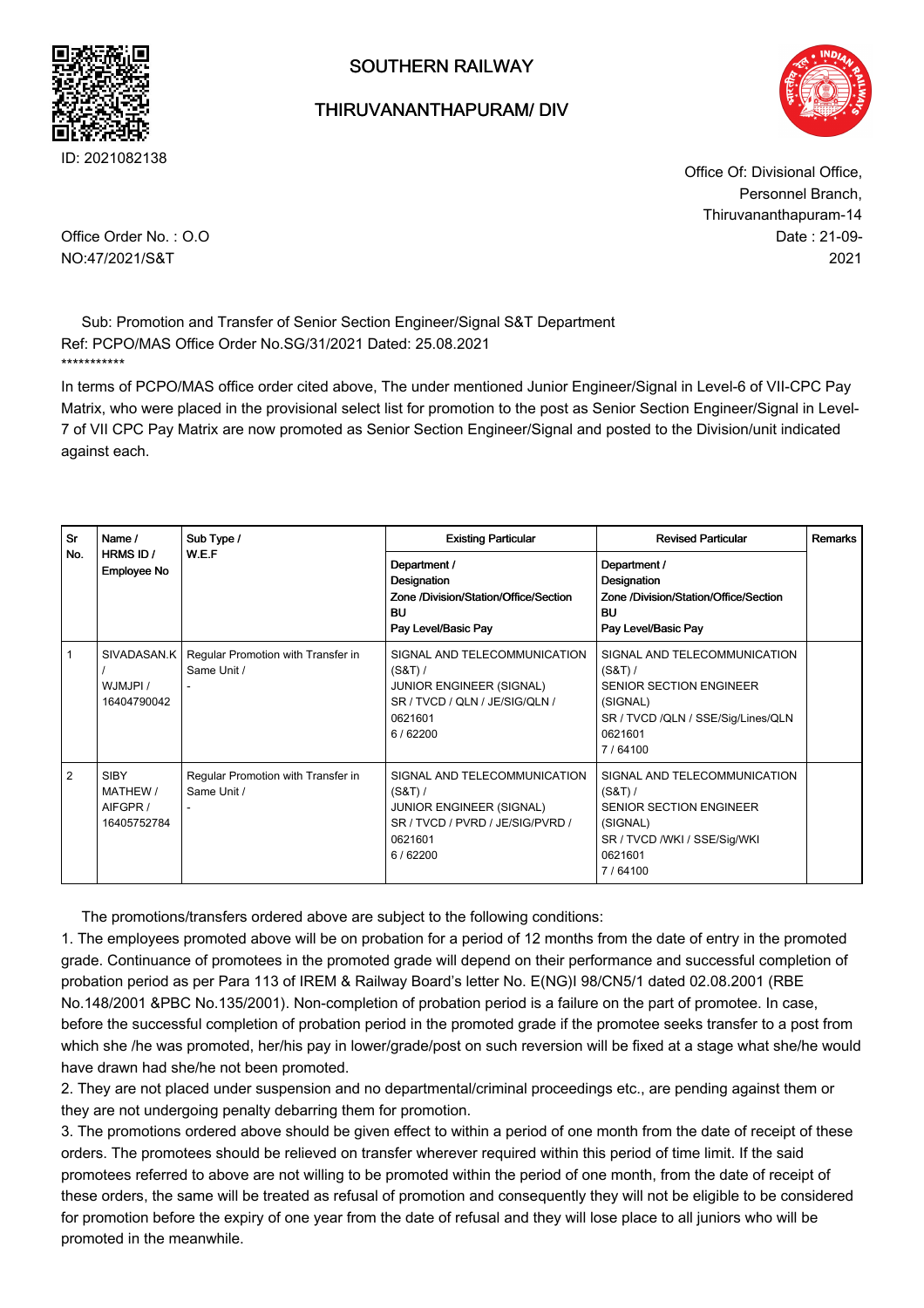ID: 2021082138

SOUTHERN RAILWAY

THIRUVANANTHAPURAM/ DIV

Office Of: Divisional Office,
Personnel Branch,
Thiruvananthapuram-14

Office Order No. : O.O NO:47/2021/S&T

Date : 21-09-2021

Sub: Promotion and Transfer of Senior Section Engineer/Signal S&T Department
Ref: PCPO/MAS Office Order No.SG/31/2021 Dated: 25.08.2021
\*\*\*\*\*\*\*\*\*\*\*

In terms of PCPO/MAS office order cited above, The under mentioned Junior Engineer/Signal in Level-6 of VII-CPC Pay Matrix, who were placed in the provisional select list for promotion to the post as Senior Section Engineer/Signal in Level-7 of VII CPC Pay Matrix are now promoted as Senior Section Engineer/Signal and posted to the Division/unit indicated against each.

| Sr No. | Name / HRMS ID / Employee No | Sub Type / W.E.F | Existing Particular<br>Department / Designation<br>Zone /Division/Station/Office/Section<br>BU<br>Pay Level/Basic Pay | Revised Particular<br>Department / Designation<br>Zone /Division/Station/Office/Section<br>BU<br>Pay Level/Basic Pay | Remarks |
|---|---|---|---|---|---|
| 1 | SIVADASAN.K / WJMJPI / 16404790042 | Regular Promotion with Transfer in Same Unit / - | SIGNAL AND TELECOMMUNICATION (S&T) / JUNIOR ENGINEER (SIGNAL) SR / TVCD / QLN / JE/SIG/QLN / 0621601 6 / 62200 | SIGNAL AND TELECOMMUNICATION (S&T) / SENIOR SECTION ENGINEER (SIGNAL) SR / TVCD /QLN / SSE/Sig/Lines/QLN 0621601 7 / 64100 | |
| 2 | SIBY MATHEW / AIFGPR / 16405752784 | Regular Promotion with Transfer in Same Unit / - | SIGNAL AND TELECOMMUNICATION (S&T) / JUNIOR ENGINEER (SIGNAL) SR / TVCD / PVRD / JE/SIG/PVRD / 0621601 6 / 62200 | SIGNAL AND TELECOMMUNICATION (S&T) / SENIOR SECTION ENGINEER (SIGNAL) SR / TVCD /WKI / SSE/Sig/WKI 0621601 7 / 64100 | |

The promotions/transfers ordered above are subject to the following conditions:

1. The employees promoted above will be on probation for a period of 12 months from the date of entry in the promoted grade. Continuance of promotees in the promoted grade will depend on their performance and successful completion of probation period as per Para 113 of IREM & Railway Board's letter No. E(NG)I 98/CN5/1 dated 02.08.2001 (RBE No.148/2001 &PBC No.135/2001). Non-completion of probation period is a failure on the part of promotee. In case, before the successful completion of probation period in the promoted grade if the promotee seeks transfer to a post from which she /he was promoted, her/his pay in lower/grade/post on such reversion will be fixed at a stage what she/he would have drawn had she/he not been promoted.
2. They are not placed under suspension and no departmental/criminal proceedings etc., are pending against them or they are not undergoing penalty debarring them for promotion.
3. The promotions ordered above should be given effect to within a period of one month from the date of receipt of these orders. The promotees should be relieved on transfer wherever required within this period of time limit. If the said promotees referred to above are not willing to be promoted within the period of one month, from the date of receipt of these orders, the same will be treated as refusal of promotion and consequently they will not be eligible to be considered for promotion before the expiry of one year from the date of refusal and they will lose place to all juniors who will be promoted in the meanwhile.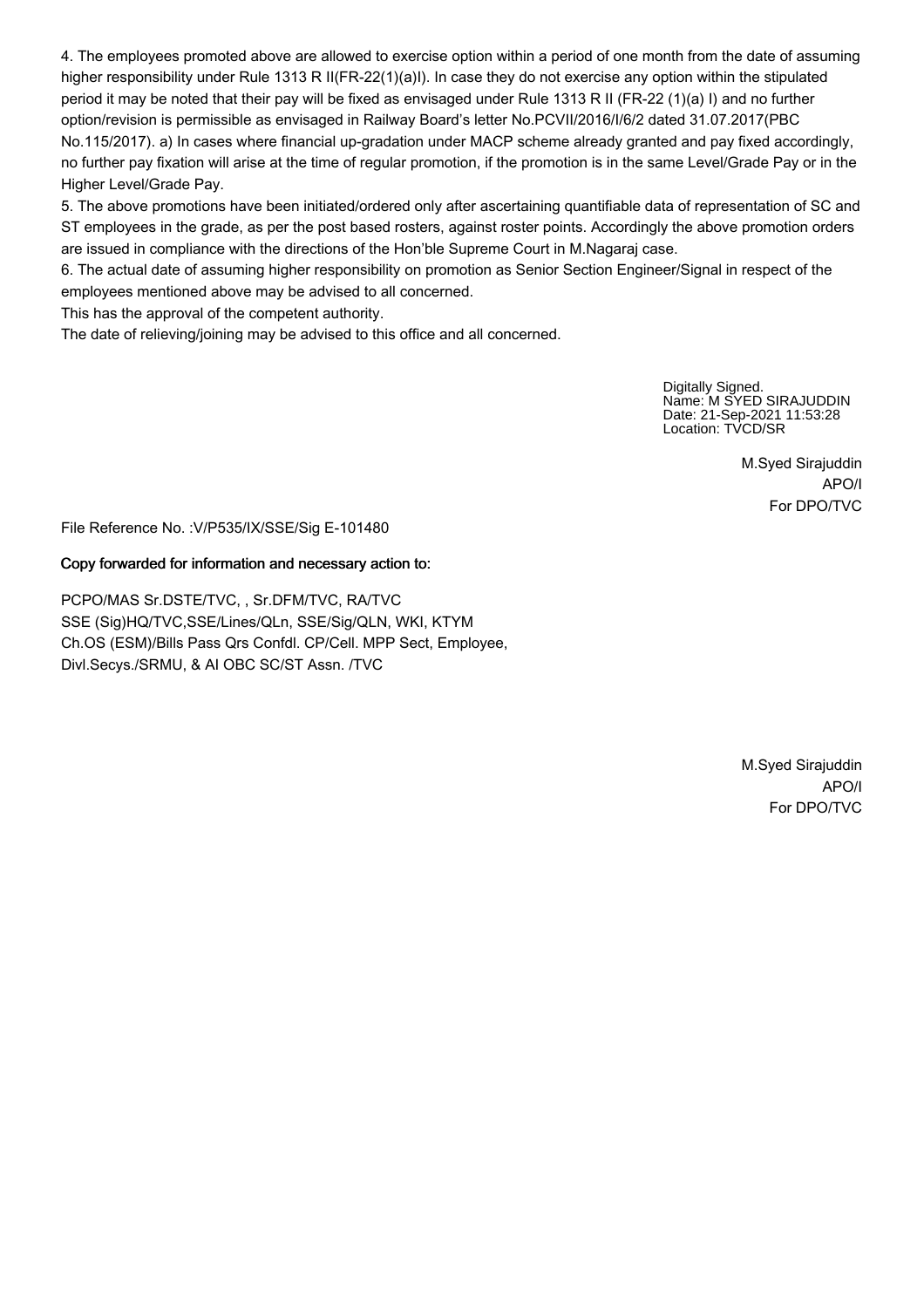4. The employees promoted above are allowed to exercise option within a period of one month from the date of assuming higher responsibility under Rule 1313 R II(FR-22(1)(a)I). In case they do not exercise any option within the stipulated period it may be noted that their pay will be fixed as envisaged under Rule 1313 R II (FR-22 (1)(a) I) and no further option/revision is permissible as envisaged in Railway Board's letter No.PCVII/2016/I/6/2 dated 31.07.2017(PBC No.115/2017). a) In cases where financial up-gradation under MACP scheme already granted and pay fixed accordingly, no further pay fixation will arise at the time of regular promotion, if the promotion is in the same Level/Grade Pay or in the Higher Level/Grade Pay.

5. The above promotions have been initiated/ordered only after ascertaining quantifiable data of representation of SC and ST employees in the grade, as per the post based rosters, against roster points. Accordingly the above promotion orders are issued in compliance with the directions of the Hon'ble Supreme Court in M.Nagaraj case.

6. The actual date of assuming higher responsibility on promotion as Senior Section Engineer/Signal in respect of the employees mentioned above may be advised to all concerned.

This has the approval of the competent authority.

The date of relieving/joining may be advised to this office and all concerned.

Digitally Signed.
Name: M SYED SIRAJUDDIN
Date: 21-Sep-2021 11:53:28
Location: TVCD/SR

M.Syed Sirajuddin
APO/I
For DPO/TVC

File Reference No. :V/P535/IX/SSE/Sig E-101480

Copy forwarded for information and necessary action to:

PCPO/MAS Sr.DSTE/TVC, , Sr.DFM/TVC, RA/TVC
SSE (Sig)HQ/TVC,SSE/Lines/QLn, SSE/Sig/QLN, WKI, KTYM
Ch.OS (ESM)/Bills Pass Qrs Confdl. CP/Cell. MPP Sect, Employee,
Divl.Secys./SRMU, & AI OBC SC/ST Assn. /TVC

M.Syed Sirajuddin
APO/I
For DPO/TVC